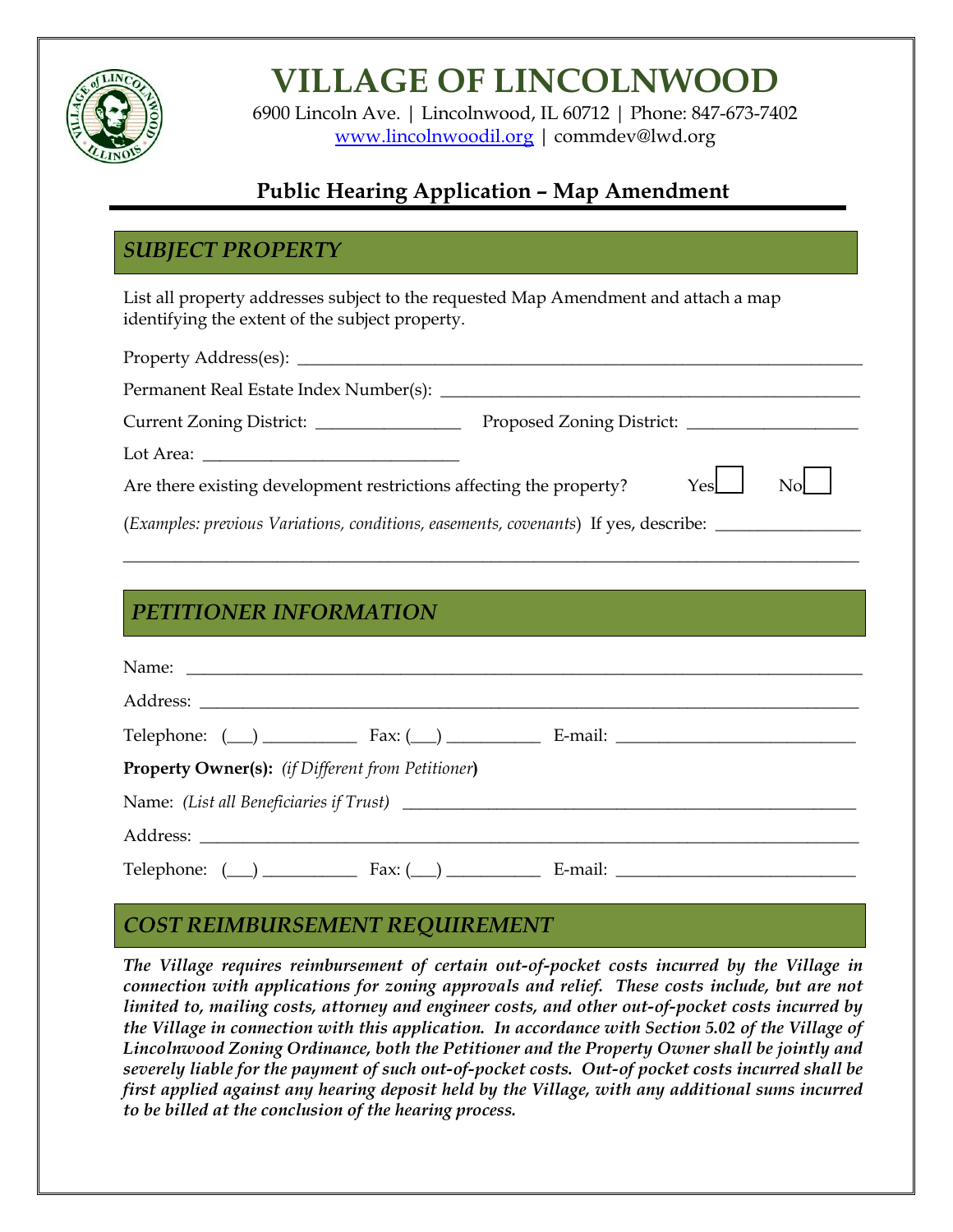# VILLAGE OF LINCOLNWOOD

6900 Lincoln Ave. | Lincolnwood, IL 60712 | Phone: 847-673-7402
www.lincolnwoodil.org | commdev@lwd.org

## Public Hearing Application – Map Amendment

### *SUBJECT PROPERTY*

List all property addresses subject to the requested Map Amendment and attach a map identifying the extent of the subject property.

Property Address(es): ____________________________________________________________

Permanent Real Estate Index Number(s): _____________________________________________

Current Zoning District: ________________ Proposed Zoning District: ___________________

Lot Area: _____________________________

Are there existing development restrictions affecting the property? Yes ☐ No ☐

(*Examples: previous Variations, conditions, easements, covenants*) If yes, describe: ________________

_____________________________________________________________________________________

### *PETITIONER INFORMATION*

Name: ________________________________________________________________________________

Address: ______________________________________________________________________________

Telephone: (___) __________ Fax: (___) __________ E-mail: ___________________________

**Property Owner(s):** *(if Different from Petitioner)*

Name: *(List all Beneficiaries if Trust)* ___________________________________________________

Address: ______________________________________________________________________________

Telephone: (___) __________ Fax: (___) __________ E-mail: ___________________________

### *COST REIMBURSEMENT REQUIREMENT*

***The Village requires reimbursement of certain out-of-pocket costs incurred by the Village in connection with applications for zoning approvals and relief. These costs include, but are not limited to, mailing costs, attorney and engineer costs, and other out-of-pocket costs incurred by the Village in connection with this application. In accordance with Section 5.02 of the Village of Lincolnwood Zoning Ordinance, both the Petitioner and the Property Owner shall be jointly and severely liable for the payment of such out-of-pocket costs. Out-of pocket costs incurred shall be first applied against any hearing deposit held by the Village, with any additional sums incurred to be billed at the conclusion of the hearing process.***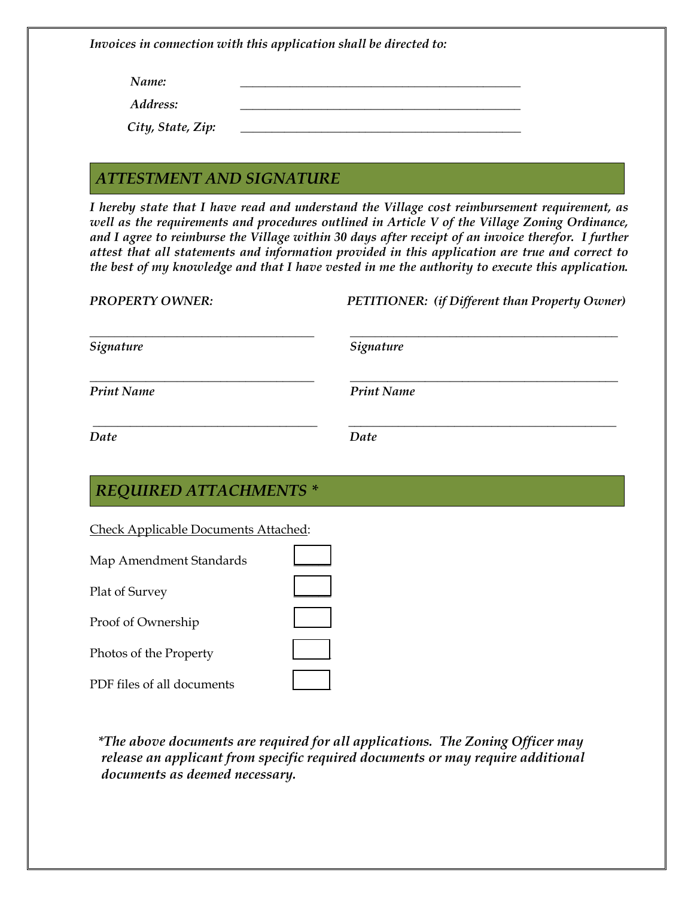*Invoices in connection with this application shall be directed to:*

*Name:* ______________________________________________

*Address:* ______________________________________________

*City, State, Zip:* ______________________________________________

## *ATTESTMENT AND SIGNATURE*

***I hereby state that I have read and understand the Village cost reimbursement requirement, as well as the requirements and procedures outlined in Article V of the Village Zoning Ordinance, and I agree to reimburse the Village within 30 days after receipt of an invoice therefor. I further attest that all statements and information provided in this application are true and correct to the best of my knowledge and that I have vested in me the authority to execute this application.***

| *PROPERTY OWNER:* | *PETITIONER: (if Different than Property Owner)* |
|---|---|
| ____________________________________ | ____________________________________________ |
| *Signature* | *Signature* |
| ____________________________________ | ____________________________________________ |
| *Print Name* | *Print Name* |
| ____________________________________ | ____________________________________________ |
| *Date* | *Date* |

## *REQUIRED ATTACHMENTS **

Check Applicable Documents Attached:

- Map Amendment Standards ☐
- Plat of Survey ☐
- Proof of Ownership ☐
- Photos of the Property ☐
- PDF files of all documents ☐

****The above documents are required for all applications. The Zoning Officer may release an applicant from specific required documents or may require additional documents as deemed necessary.***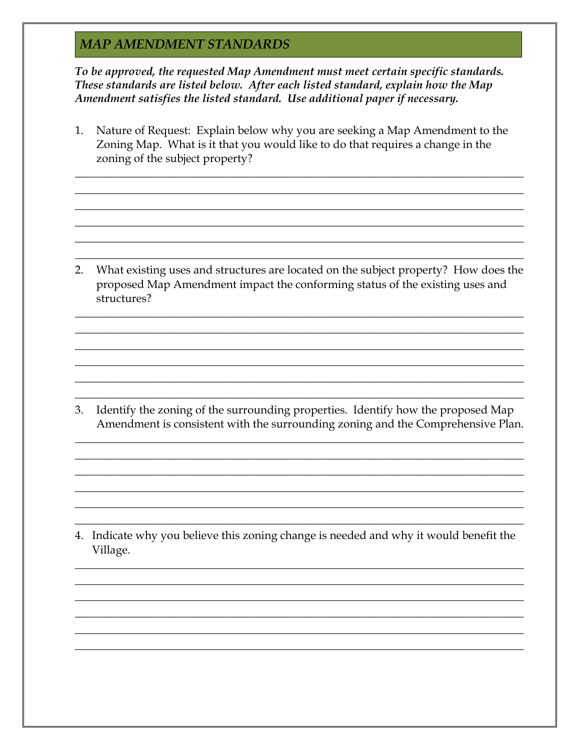## *MAP AMENDMENT STANDARDS*

***To be approved, the requested Map Amendment must meet certain specific standards. These standards are listed below. After each listed standard, explain how the Map Amendment satisfies the listed standard. Use additional paper if necessary.***

1. Nature of Request: Explain below why you are seeking a Map Amendment to the Zoning Map. What is it that you would like to do that requires a change in the zoning of the subject property?

______________________________________________________________________________
______________________________________________________________________________
______________________________________________________________________________
______________________________________________________________________________
______________________________________________________________________________
______________________________________________________________________________

2. What existing uses and structures are located on the subject property? How does the proposed Map Amendment impact the conforming status of the existing uses and structures?

______________________________________________________________________________
______________________________________________________________________________
______________________________________________________________________________
______________________________________________________________________________
______________________________________________________________________________
______________________________________________________________________________

3. Identify the zoning of the surrounding properties. Identify how the proposed Map Amendment is consistent with the surrounding zoning and the Comprehensive Plan.

______________________________________________________________________________
______________________________________________________________________________
______________________________________________________________________________
______________________________________________________________________________
______________________________________________________________________________
______________________________________________________________________________

4. Indicate why you believe this zoning change is needed and why it would benefit the Village.

______________________________________________________________________________
______________________________________________________________________________
______________________________________________________________________________
______________________________________________________________________________
______________________________________________________________________________
______________________________________________________________________________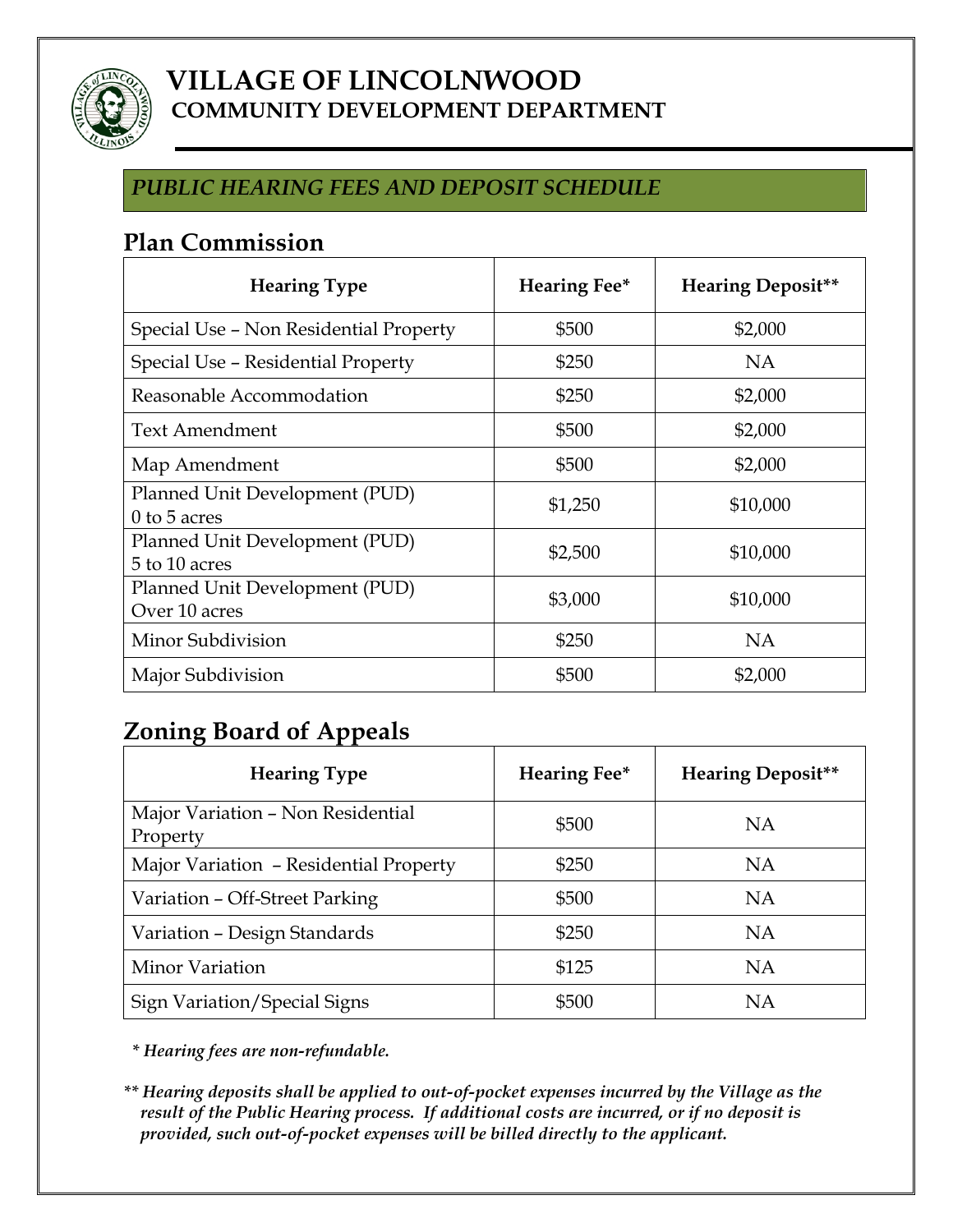# VILLAGE OF LINCOLNWOOD
## COMMUNITY DEVELOPMENT DEPARTMENT

### *PUBLIC HEARING FEES AND DEPOSIT SCHEDULE*

## Plan Commission

| Hearing Type | Hearing Fee* | Hearing Deposit** |
|---|---|---|
| Special Use – Non Residential Property | $500 | $2,000 |
| Special Use – Residential Property | $250 | NA |
| Reasonable Accommodation | $250 | $2,000 |
| Text Amendment | $500 | $2,000 |
| Map Amendment | $500 | $2,000 |
| Planned Unit Development (PUD) 0 to 5 acres | $1,250 | $10,000 |
| Planned Unit Development (PUD) 5 to 10 acres | $2,500 | $10,000 |
| Planned Unit Development (PUD) Over 10 acres | $3,000 | $10,000 |
| Minor Subdivision | $250 | NA |
| Major Subdivision | $500 | $2,000 |

## Zoning Board of Appeals

| Hearing Type | Hearing Fee* | Hearing Deposit** |
|---|---|---|
| Major Variation – Non Residential Property | $500 | NA |
| Major Variation – Residential Property | $250 | NA |
| Variation – Off-Street Parking | $500 | NA |
| Variation – Design Standards | $250 | NA |
| Minor Variation | $125 | NA |
| Sign Variation/Special Signs | $500 | NA |

***\* Hearing fees are non-refundable.***

***\*\* Hearing deposits shall be applied to out-of-pocket expenses incurred by the Village as the result of the Public Hearing process. If additional costs are incurred, or if no deposit is provided, such out-of-pocket expenses will be billed directly to the applicant.***